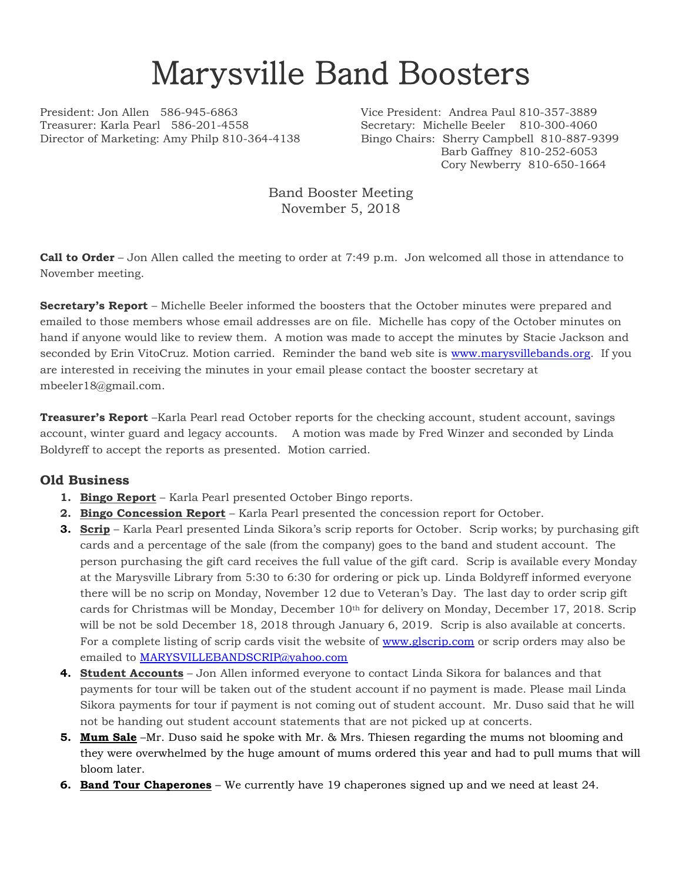# Marysville Band Boosters

President: Jon Allen 586-945-6863
Vice President: Andrea Paul 810-357-3889
Treasurer: Karla Pearl 586-201-4558
Secretary: Michelle Beeler 810-300-4060
Director of Marketing: Amy Philp 810-364-4138
Bingo Chairs: Sherry Campbell 810-887-9399
Barb Gaffney 810-252-6053
Cory Newberry 810-650-1664

Band Booster Meeting
November 5, 2018

**Call to Order** – Jon Allen called the meeting to order at 7:49 p.m. Jon welcomed all those in attendance to November meeting.

**Secretary's Report** – Michelle Beeler informed the boosters that the October minutes were prepared and emailed to those members whose email addresses are on file. Michelle has copy of the October minutes on hand if anyone would like to review them. A motion was made to accept the minutes by Stacie Jackson and seconded by Erin VitoCruz. Motion carried. Reminder the band web site is www.marysvillebands.org. If you are interested in receiving the minutes in your email please contact the booster secretary at mbeeler18@gmail.com.

**Treasurer's Report** –Karla Pearl read October reports for the checking account, student account, savings account, winter guard and legacy accounts. A motion was made by Fred Winzer and seconded by Linda Boldyreff to accept the reports as presented. Motion carried.

## Old Business

1. **Bingo Report** – Karla Pearl presented October Bingo reports.
2. **Bingo Concession Report** – Karla Pearl presented the concession report for October.
3. **Scrip** – Karla Pearl presented Linda Sikora's scrip reports for October. Scrip works; by purchasing gift cards and a percentage of the sale (from the company) goes to the band and student account. The person purchasing the gift card receives the full value of the gift card. Scrip is available every Monday at the Marysville Library from 5:30 to 6:30 for ordering or pick up. Linda Boldyreff informed everyone there will be no scrip on Monday, November 12 due to Veteran's Day. The last day to order scrip gift cards for Christmas will be Monday, December 10th for delivery on Monday, December 17, 2018. Scrip will be not be sold December 18, 2018 through January 6, 2019. Scrip is also available at concerts. For a complete listing of scrip cards visit the website of www.glscrip.com or scrip orders may also be emailed to MARYSVILLEBANDSCRIP@yahoo.com
4. **Student Accounts** – Jon Allen informed everyone to contact Linda Sikora for balances and that payments for tour will be taken out of the student account if no payment is made. Please mail Linda Sikora payments for tour if payment is not coming out of student account. Mr. Duso said that he will not be handing out student account statements that are not picked up at concerts.
5. **Mum Sale** –Mr. Duso said he spoke with Mr. & Mrs. Thiesen regarding the mums not blooming and they were overwhelmed by the huge amount of mums ordered this year and had to pull mums that will bloom later.
6. **Band Tour Chaperones** – We currently have 19 chaperones signed up and we need at least 24.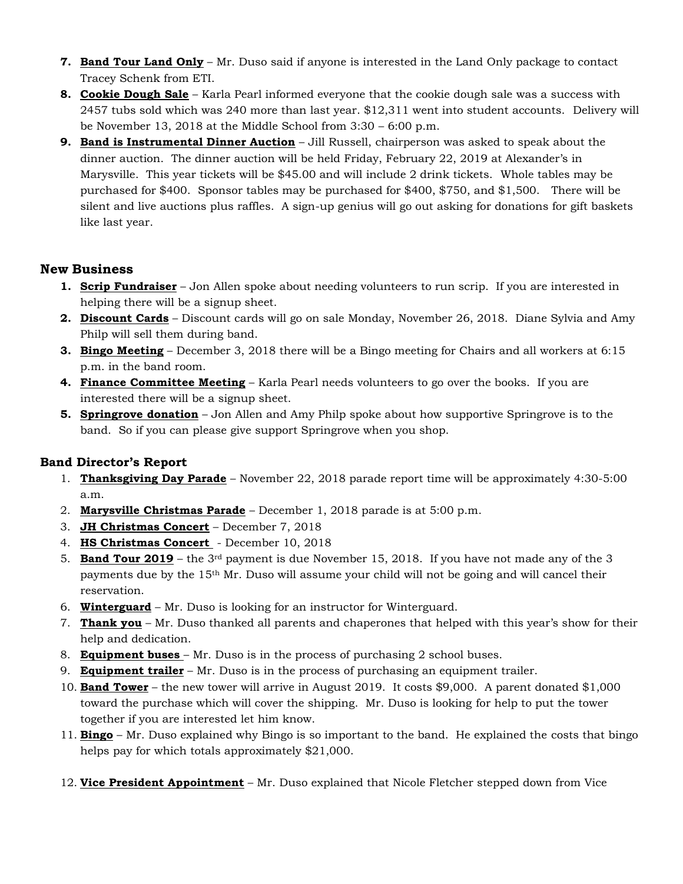7. **Band Tour Land Only** – Mr. Duso said if anyone is interested in the Land Only package to contact Tracey Schenk from ETI.
8. **Cookie Dough Sale** – Karla Pearl informed everyone that the cookie dough sale was a success with 2457 tubs sold which was 240 more than last year. $12,311 went into student accounts. Delivery will be November 13, 2018 at the Middle School from 3:30 – 6:00 p.m.
9. **Band is Instrumental Dinner Auction** – Jill Russell, chairperson was asked to speak about the dinner auction. The dinner auction will be held Friday, February 22, 2019 at Alexander's in Marysville. This year tickets will be $45.00 and will include 2 drink tickets. Whole tables may be purchased for $400. Sponsor tables may be purchased for $400, $750, and $1,500. There will be silent and live auctions plus raffles. A sign-up genius will go out asking for donations for gift baskets like last year.

## New Business

1. **Scrip Fundraiser** – Jon Allen spoke about needing volunteers to run scrip. If you are interested in helping there will be a signup sheet.
2. **Discount Cards** – Discount cards will go on sale Monday, November 26, 2018. Diane Sylvia and Amy Philp will sell them during band.
3. **Bingo Meeting** – December 3, 2018 there will be a Bingo meeting for Chairs and all workers at 6:15 p.m. in the band room.
4. **Finance Committee Meeting** – Karla Pearl needs volunteers to go over the books. If you are interested there will be a signup sheet.
5. **Springrove donation** – Jon Allen and Amy Philp spoke about how supportive Springrove is to the band. So if you can please give support Springrove when you shop.

## Band Director's Report

1. **Thanksgiving Day Parade** – November 22, 2018 parade report time will be approximately 4:30-5:00 a.m.
2. **Marysville Christmas Parade** – December 1, 2018 parade is at 5:00 p.m.
3. **JH Christmas Concert** – December 7, 2018
4. **HS Christmas Concert** - December 10, 2018
5. **Band Tour 2019** – the 3rd payment is due November 15, 2018. If you have not made any of the 3 payments due by the 15th Mr. Duso will assume your child will not be going and will cancel their reservation.
6. **Winterguard** – Mr. Duso is looking for an instructor for Winterguard.
7. **Thank you** – Mr. Duso thanked all parents and chaperones that helped with this year's show for their help and dedication.
8. **Equipment buses** – Mr. Duso is in the process of purchasing 2 school buses.
9. **Equipment trailer** – Mr. Duso is in the process of purchasing an equipment trailer.
10. **Band Tower** – the new tower will arrive in August 2019. It costs $9,000. A parent donated $1,000 toward the purchase which will cover the shipping. Mr. Duso is looking for help to put the tower together if you are interested let him know.
11. **Bingo** – Mr. Duso explained why Bingo is so important to the band. He explained the costs that bingo helps pay for which totals approximately $21,000.
12. **Vice President Appointment** – Mr. Duso explained that Nicole Fletcher stepped down from Vice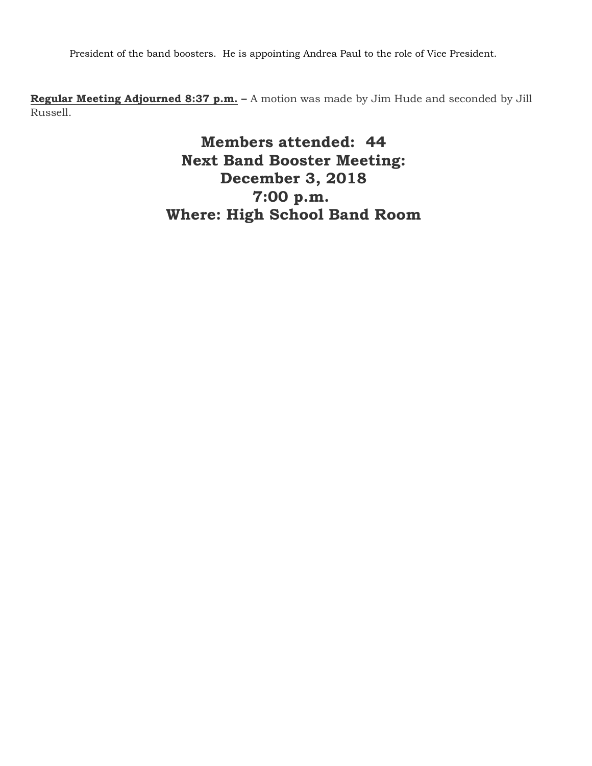President of the band boosters. He is appointing Andrea Paul to the role of Vice President.

**Regular Meeting Adjourned 8:37 p.m.** – A motion was made by Jim Hude and seconded by Jill Russell.

**Members attended: 44**
**Next Band Booster Meeting:**
**December 3, 2018**
**7:00 p.m.**
**Where: High School Band Room**